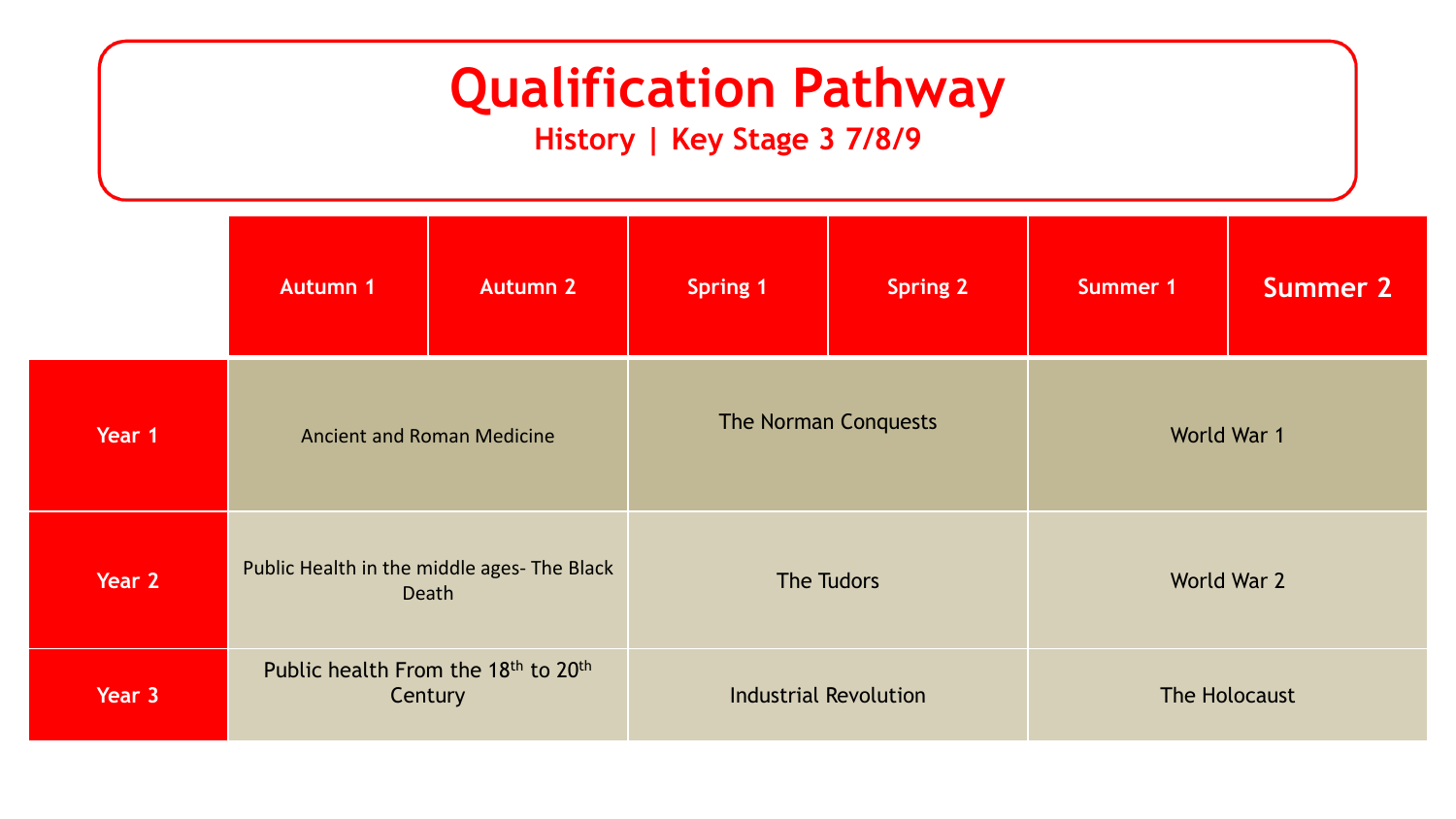# Qualification Pathway

## History | Key Stage 3 7/8/9

| | Autumn 1 | Autumn 2 | Spring 1 | Spring 2 | Summer 1 | Summer 2 |
|---|---|---|---|---|---|---|
| Year 1 | Ancient and Roman Medicine | | The Norman Conquests | | World War 1 | |
| Year 2 | Public Health in the middle ages- The Black Death | | The Tudors | | World War 2 | |
| Year 3 | Public health From the 18th to 20th Century | | Industrial Revolution | | The Holocaust | |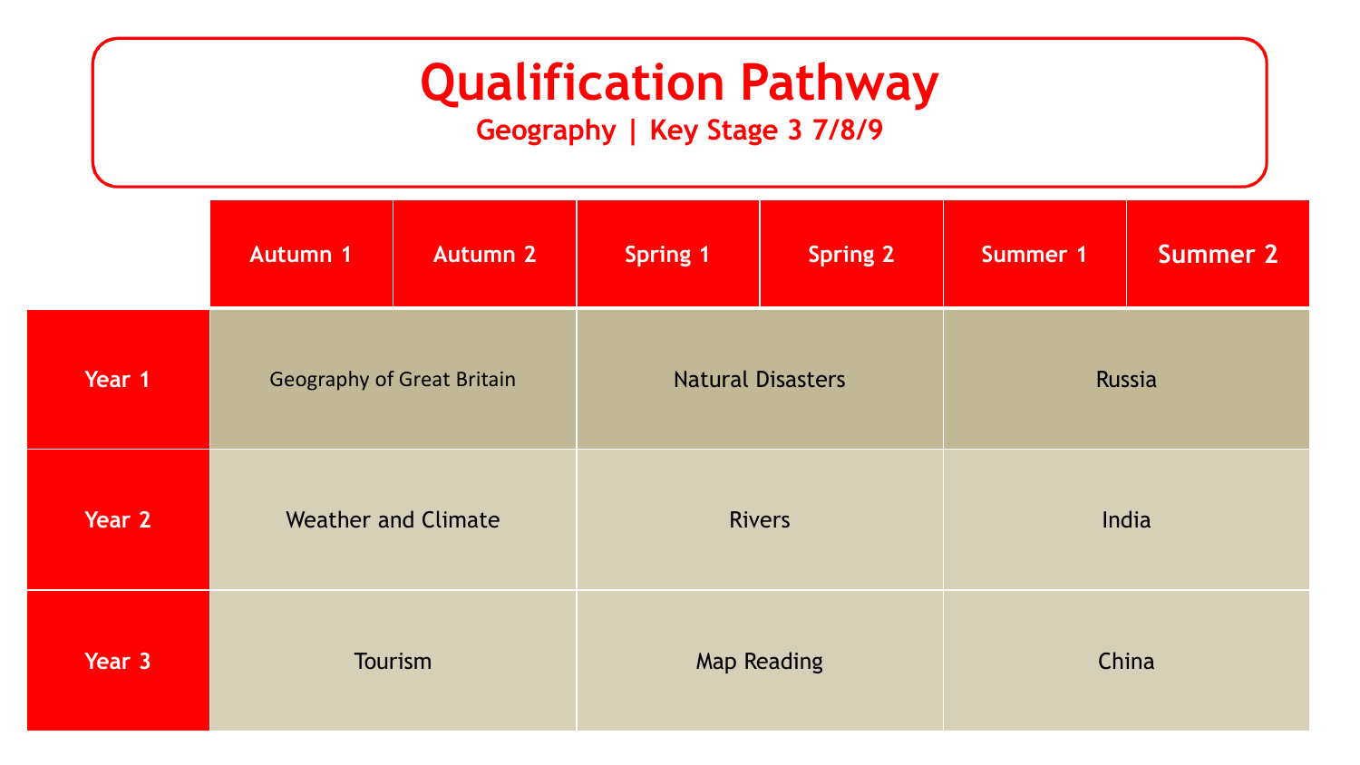# Qualification Pathway

## Geography | Key Stage 3 7/8/9

| | Autumn 1 | Autumn 2 | Spring 1 | Spring 2 | Summer 1 | Summer 2 |
|---|---|---|---|---|---|---|
| Year 1 | Geography of Great Britain | | Natural Disasters | | Russia | |
| Year 2 | Weather and Climate | | Rivers | | India | |
| Year 3 | Tourism | | Map Reading | | China | |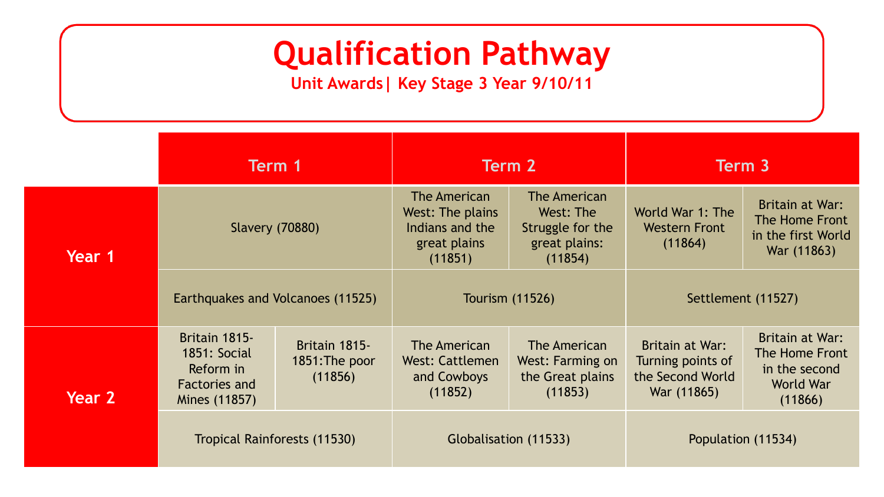# Qualification Pathway

**Unit Awards| Key Stage 3 Year 9/10/11**

| | Term 1 | | Term 2 | | Term 3 | |
|---|---|---|---|---|---|---|
| **Year 1** | Slavery (70880) | | The American West: The plains Indians and the great plains (11851) | The American West: The Struggle for the great plains: (11854) | World War 1: The Western Front (11864) | Britain at War: The Home Front in the first World War (11863) |
| | Earthquakes and Volcanoes (11525) | | Tourism (11526) | | Settlement (11527) | |
| **Year 2** | Britain 1815-1851: Social Reform in Factories and Mines (11857) | Britain 1815-1851:The poor (11856) | The American West: Cattlemen and Cowboys (11852) | The American West: Farming on the Great plains (11853) | Britain at War: Turning points of the Second World War (11865) | Britain at War: The Home Front in the second World War (11866) |
| | Tropical Rainforests (11530) | | Globalisation (11533) | | Population (11534) | |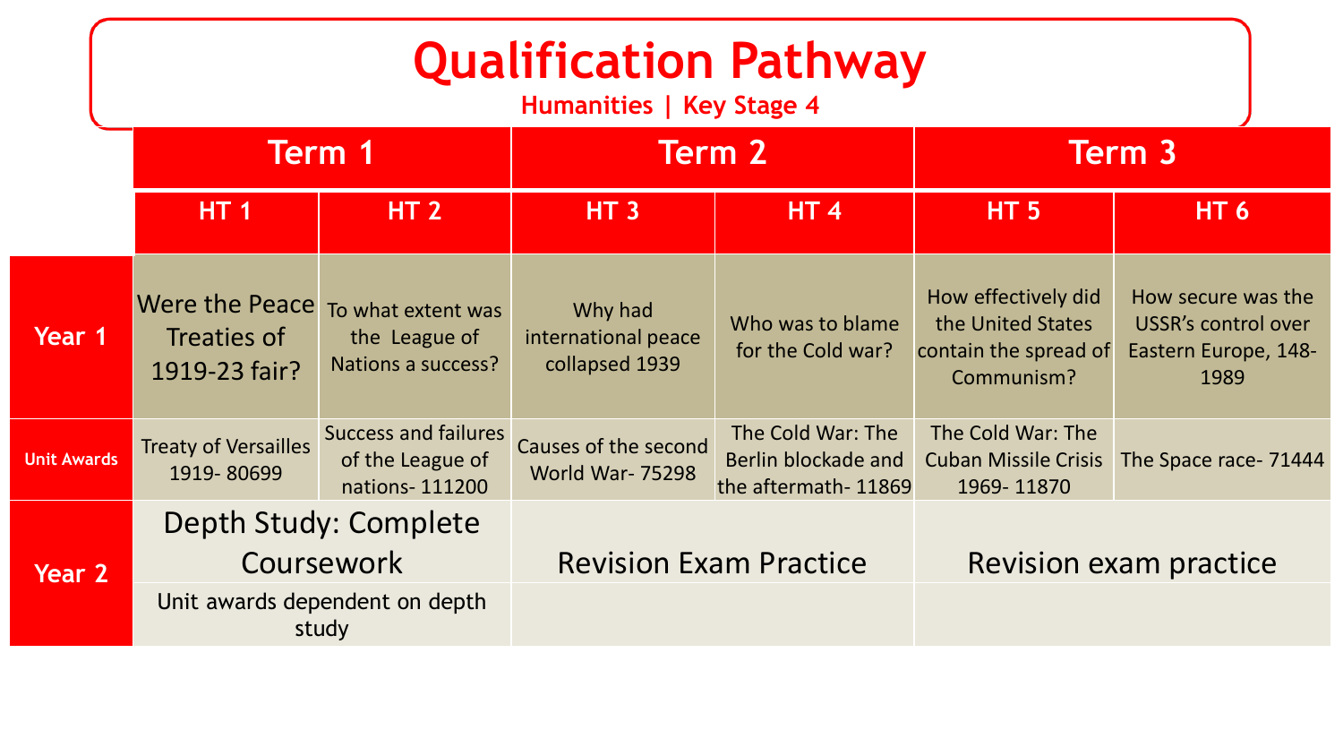# Qualification Pathway

**Humanities | Key Stage 4**

| | Term 1 | | Term 2 | | Term 3 | |
|---|---|---|---|---|---|---|
| | **HT 1** | **HT 2** | **HT 3** | **HT 4** | **HT 5** | **HT 6** |
| **Year 1** | Were the Peace Treaties of 1919-23 fair? | To what extent was the League of Nations a success? | Why had international peace collapsed 1939 | Who was to blame for the Cold war? | How effectively did the United States contain the spread of Communism? | How secure was the USSR's control over Eastern Europe, 148-1989 |
| **Unit Awards** | Treaty of Versailles 1919- 80699 | Success and failures of the League of nations- 111200 | Causes of the second World War- 75298 | The Cold War: The Berlin blockade and the aftermath- 11869 | The Cold War: The Cuban Missile Crisis 1969- 11870 | The Space race- 71444 |
| **Year 2** | Depth Study: Complete Coursework | | Revision Exam Practice | | Revision exam practice | |
| | Unit awards dependent on depth study | | | | | |